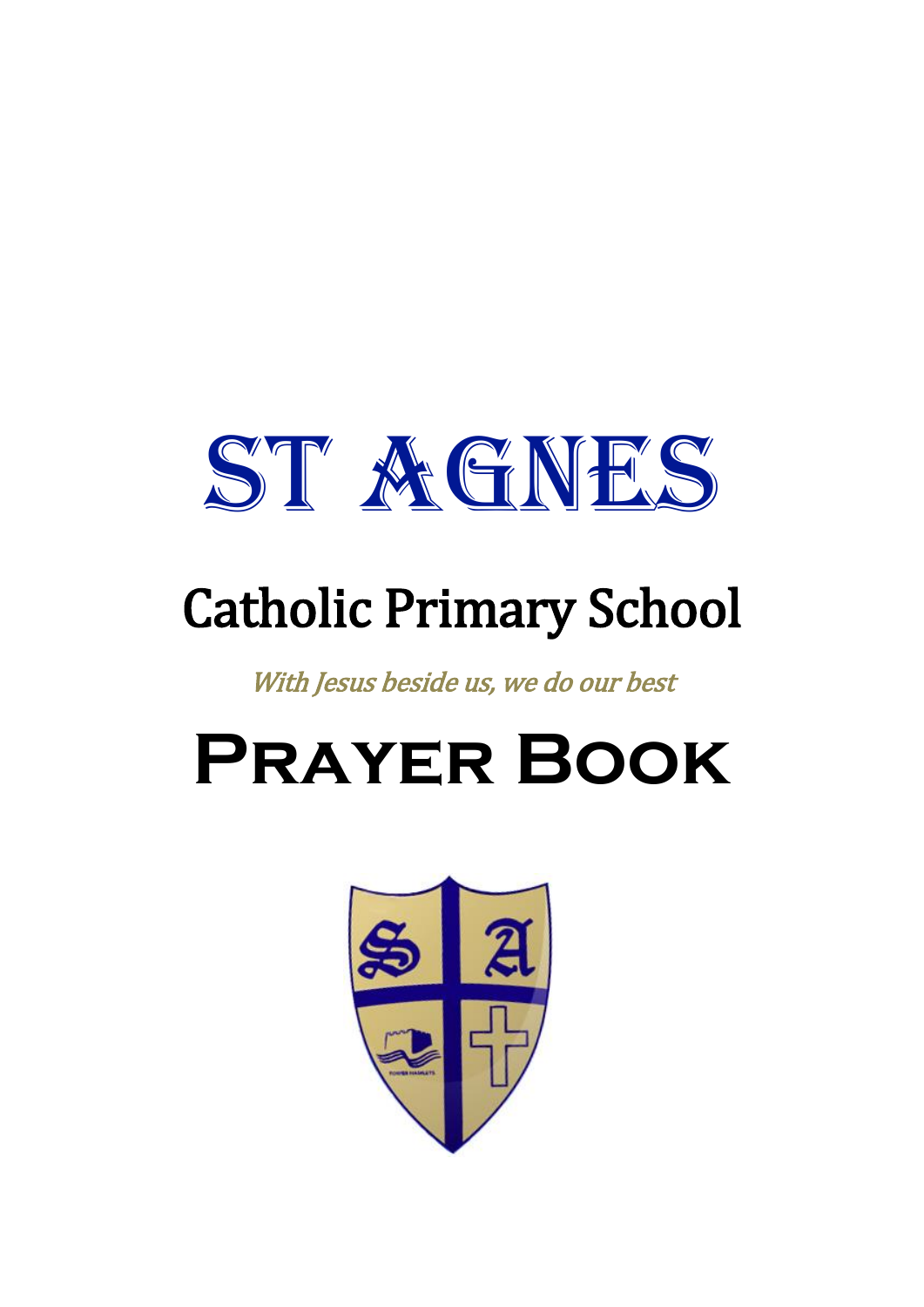# ST AGNES

## Catholic Primary School

*With Jesus beside us, we do our best*

# Prayer Book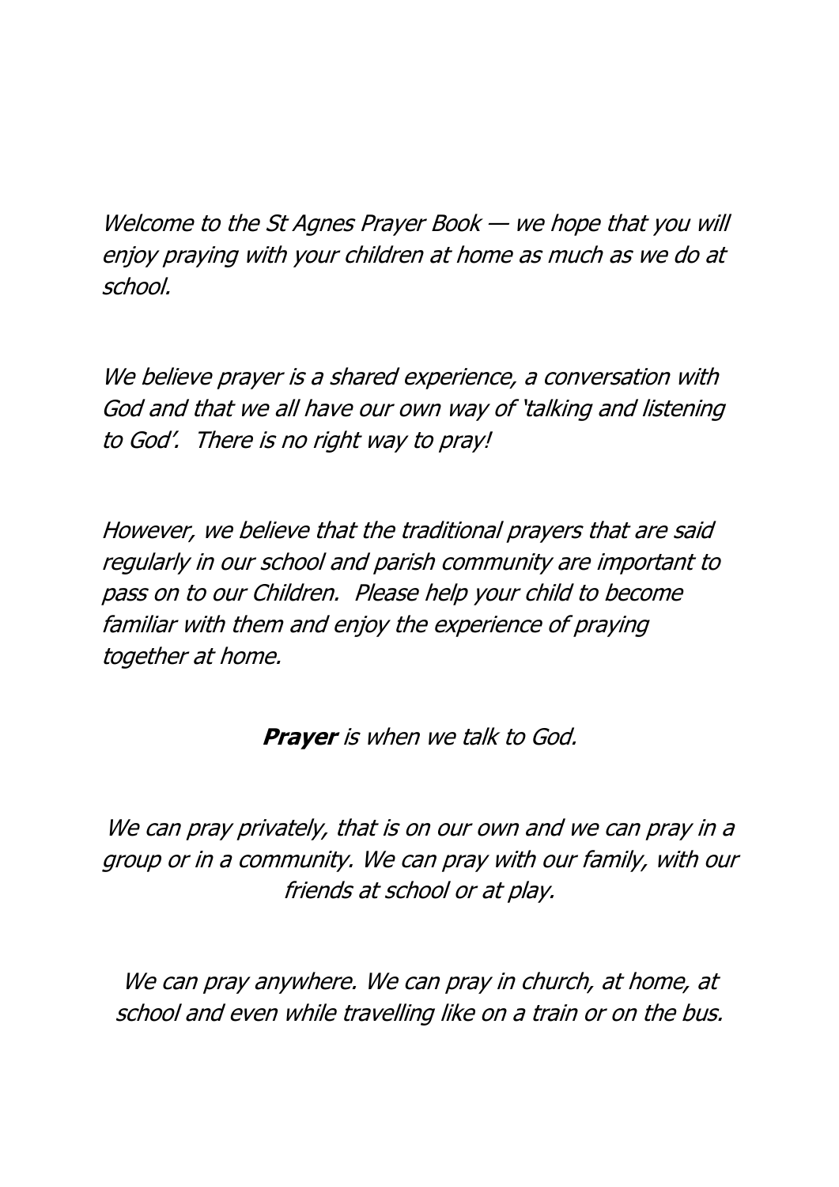*Welcome to the St Agnes Prayer Book — we hope that you will enjoy praying with your children at home as much as we do at school.*

*We believe prayer is a shared experience, a conversation with God and that we all have our own way of 'talking and listening to God'. There is no right way to pray!*

*However, we believe that the traditional prayers that are said regularly in our school and parish community are important to pass on to our Children. Please help your child to become familiar with them and enjoy the experience of praying together at home.*

***Prayer** is when we talk to God.*

*We can pray privately, that is on our own and we can pray in a group or in a community. We can pray with our family, with our friends at school or at play.*

*We can pray anywhere. We can pray in church, at home, at school and even while travelling like on a train or on the bus.*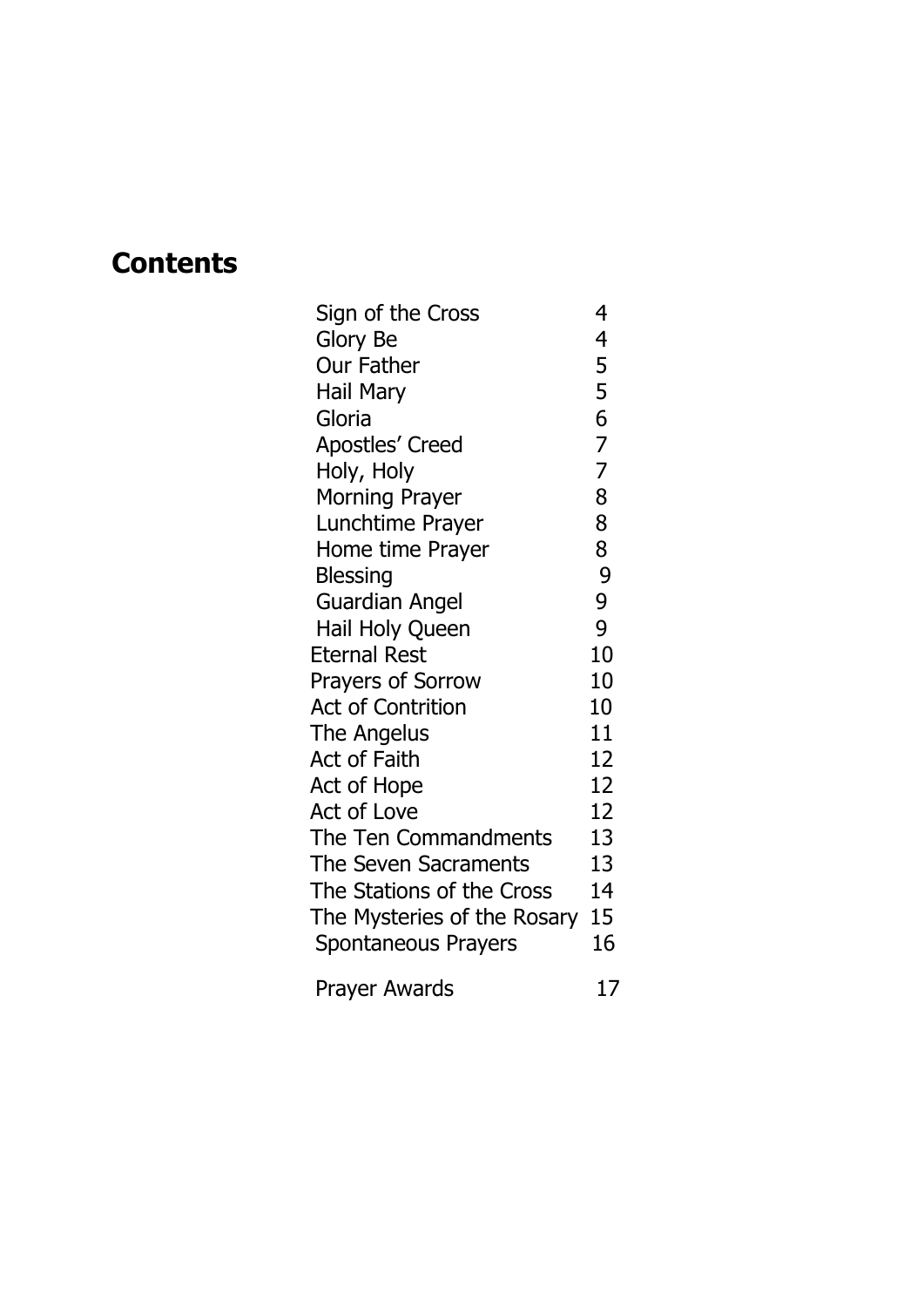## Contents

| | |
|---|---|
| Sign of the Cross | 4 |
| Glory Be | 4 |
| Our Father | 5 |
| Hail Mary | 5 |
| Gloria | 6 |
| Apostles' Creed | 7 |
| Holy, Holy | 7 |
| Morning Prayer | 8 |
| Lunchtime Prayer | 8 |
| Home time Prayer | 8 |
| Blessing | 9 |
| Guardian Angel | 9 |
| Hail Holy Queen | 9 |
| Eternal Rest | 10 |
| Prayers of Sorrow | 10 |
| Act of Contrition | 10 |
| The Angelus | 11 |
| Act of Faith | 12 |
| Act of Hope | 12 |
| Act of Love | 12 |
| The Ten Commandments | 13 |
| The Seven Sacraments | 13 |
| The Stations of the Cross | 14 |
| The Mysteries of the Rosary | 15 |
| Spontaneous Prayers | 16 |
| Prayer Awards | 17 |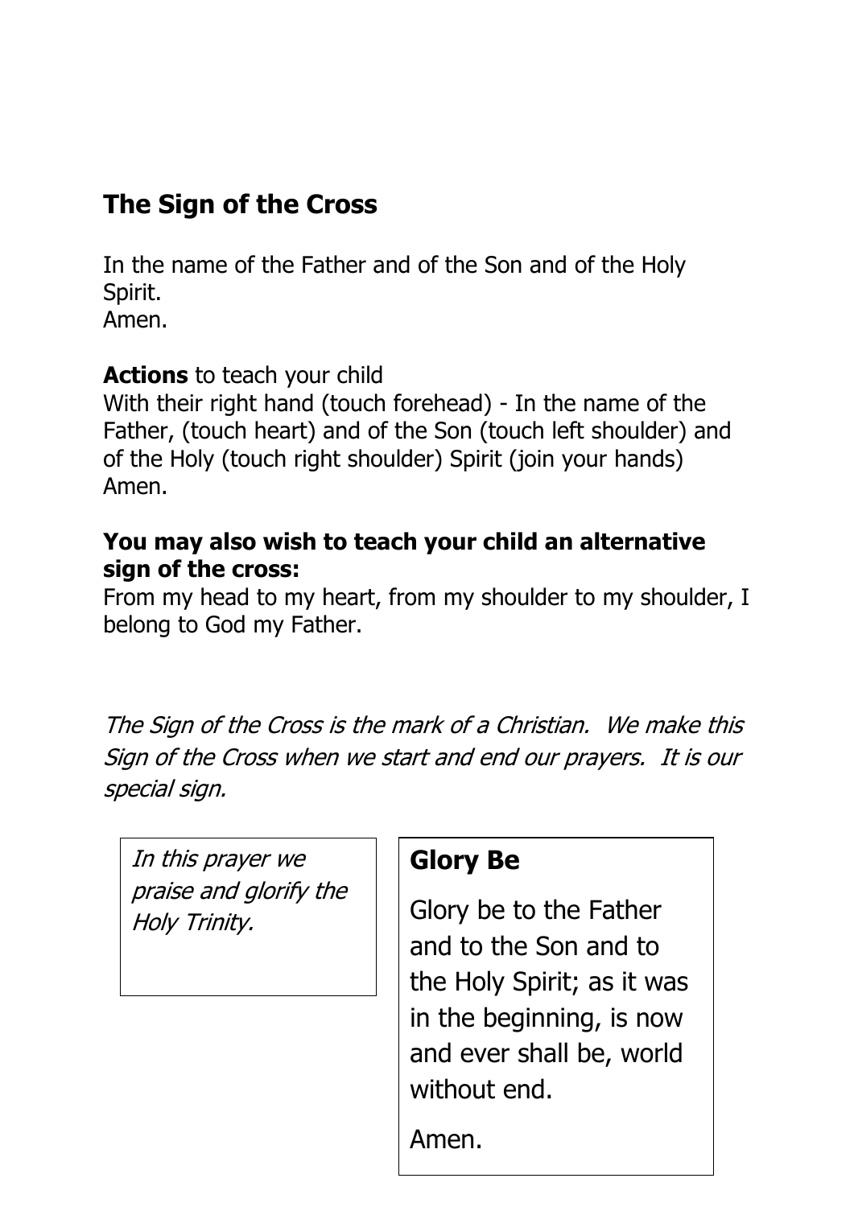## The Sign of the Cross

In the name of the Father and of the Son and of the Holy Spirit.
Amen.

**Actions** to teach your child
With their right hand (touch forehead) - In the name of the Father, (touch heart) and of the Son (touch left shoulder) and of the Holy (touch right shoulder) Spirit (join your hands) Amen.

**You may also wish to teach your child an alternative sign of the cross:**
From my head to my heart, from my shoulder to my shoulder, I belong to God my Father.

*The Sign of the Cross is the mark of a Christian. We make this Sign of the Cross when we start and end our prayers. It is our special sign.*

*In this prayer we praise and glorify the Holy Trinity.*

## Glory Be

Glory be to the Father and to the Son and to the Holy Spirit; as it was in the beginning, is now and ever shall be, world without end.

Amen.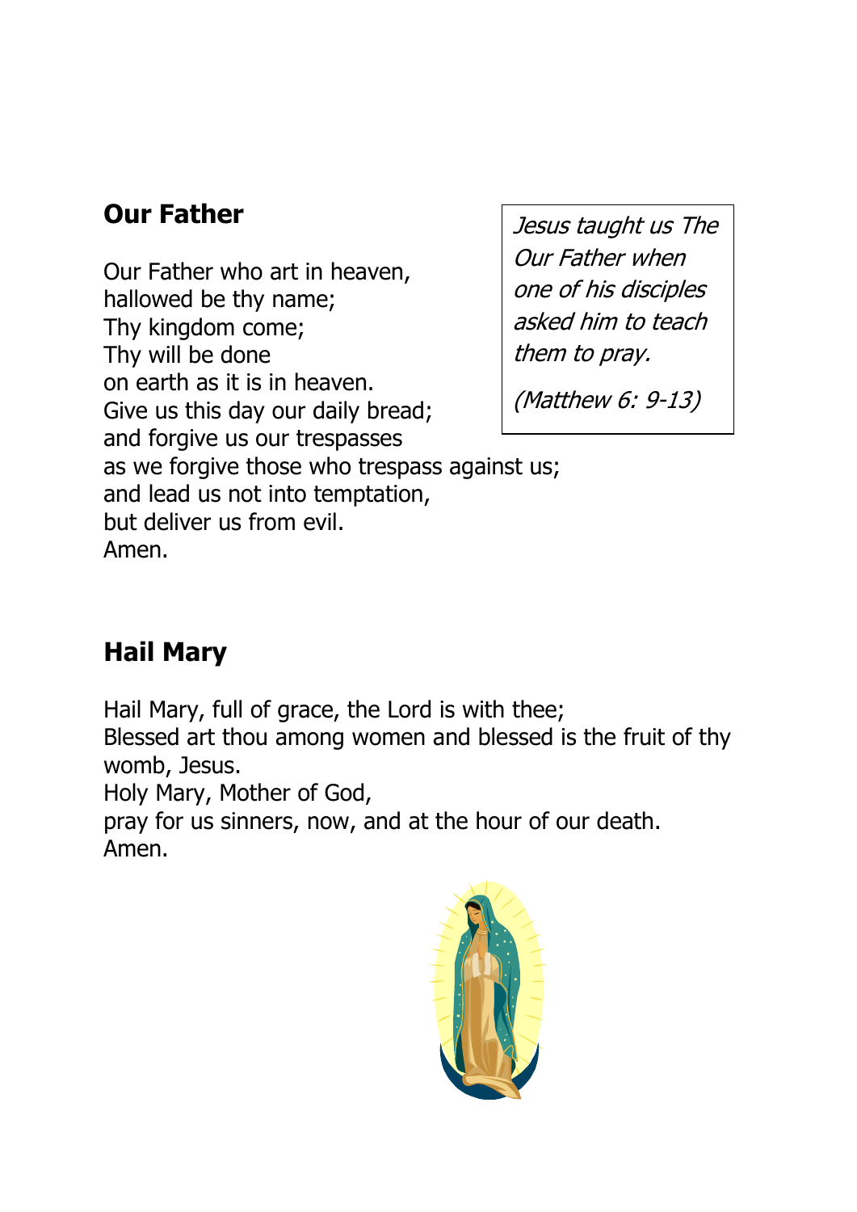## Our Father

Our Father who art in heaven,
hallowed be thy name;
Thy kingdom come;
Thy will be done
on earth as it is in heaven.
Give us this day our daily bread;
and forgive us our trespasses
as we forgive those who trespass against us;
and lead us not into temptation,
but deliver us from evil.
Amen.

*Jesus taught us The Our Father when one of his disciples asked him to teach them to pray.*

*(Matthew 6: 9-13)*

## Hail Mary

Hail Mary, full of grace, the Lord is with thee;
Blessed art thou among women and blessed is the fruit of thy womb, Jesus.
Holy Mary, Mother of God,
pray for us sinners, now, and at the hour of our death.
Amen.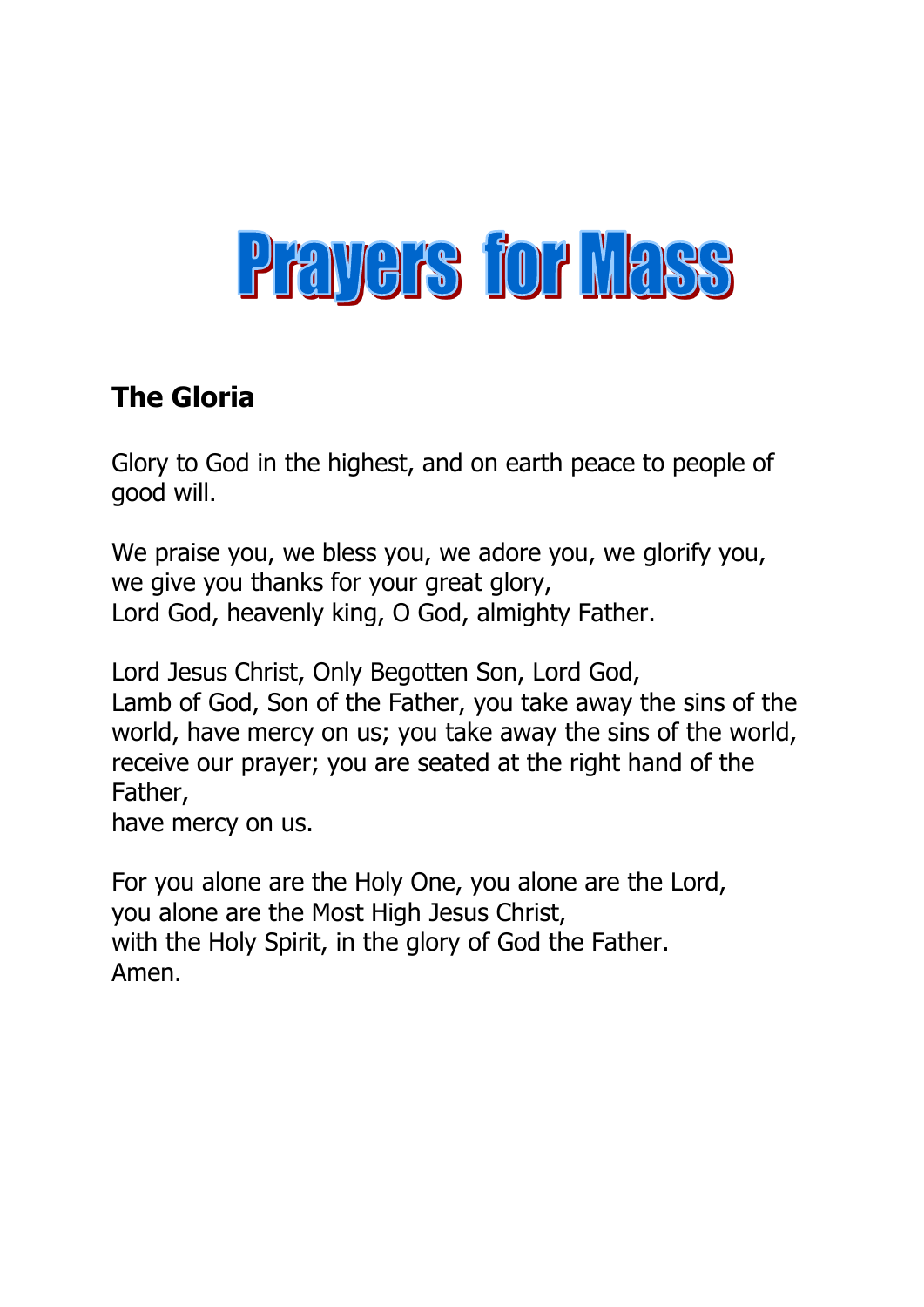# Prayers for Mass

## The Gloria

Glory to God in the highest, and on earth peace to people of good will.

We praise you, we bless you, we adore you, we glorify you,
we give you thanks for your great glory,
Lord God, heavenly king, O God, almighty Father.

Lord Jesus Christ, Only Begotten Son, Lord God,
Lamb of God, Son of the Father, you take away the sins of the world, have mercy on us; you take away the sins of the world, receive our prayer; you are seated at the right hand of the Father,
have mercy on us.

For you alone are the Holy One, you alone are the Lord,
you alone are the Most High Jesus Christ,
with the Holy Spirit, in the glory of God the Father.
Amen.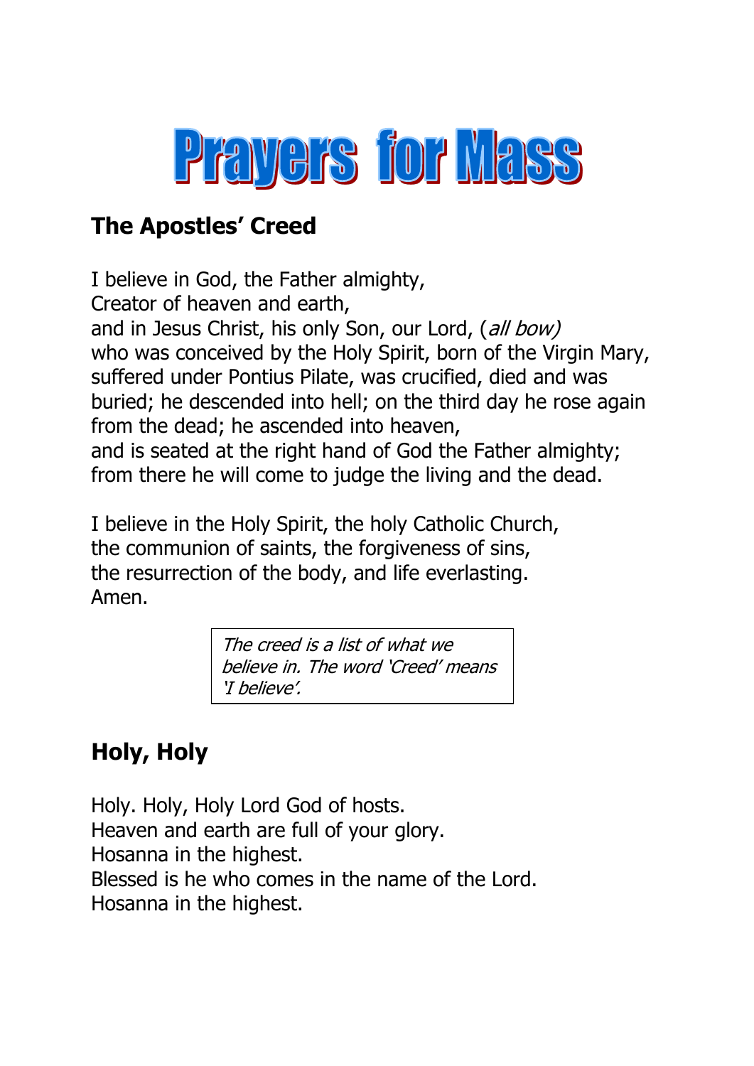# Prayers for Mass

## The Apostles' Creed

I believe in God, the Father almighty,
Creator of heaven and earth,
and in Jesus Christ, his only Son, our Lord, (*all bow)*
who was conceived by the Holy Spirit, born of the Virgin Mary,
suffered under Pontius Pilate, was crucified, died and was buried; he descended into hell; on the third day he rose again from the dead; he ascended into heaven,
and is seated at the right hand of God the Father almighty;
from there he will come to judge the living and the dead.

I believe in the Holy Spirit, the holy Catholic Church,
the communion of saints, the forgiveness of sins,
the resurrection of the body, and life everlasting.
Amen.

*The creed is a list of what we believe in. The word 'Creed' means 'I believe'.*

## Holy, Holy

Holy. Holy, Holy Lord God of hosts.
Heaven and earth are full of your glory.
Hosanna in the highest.
Blessed is he who comes in the name of the Lord.
Hosanna in the highest.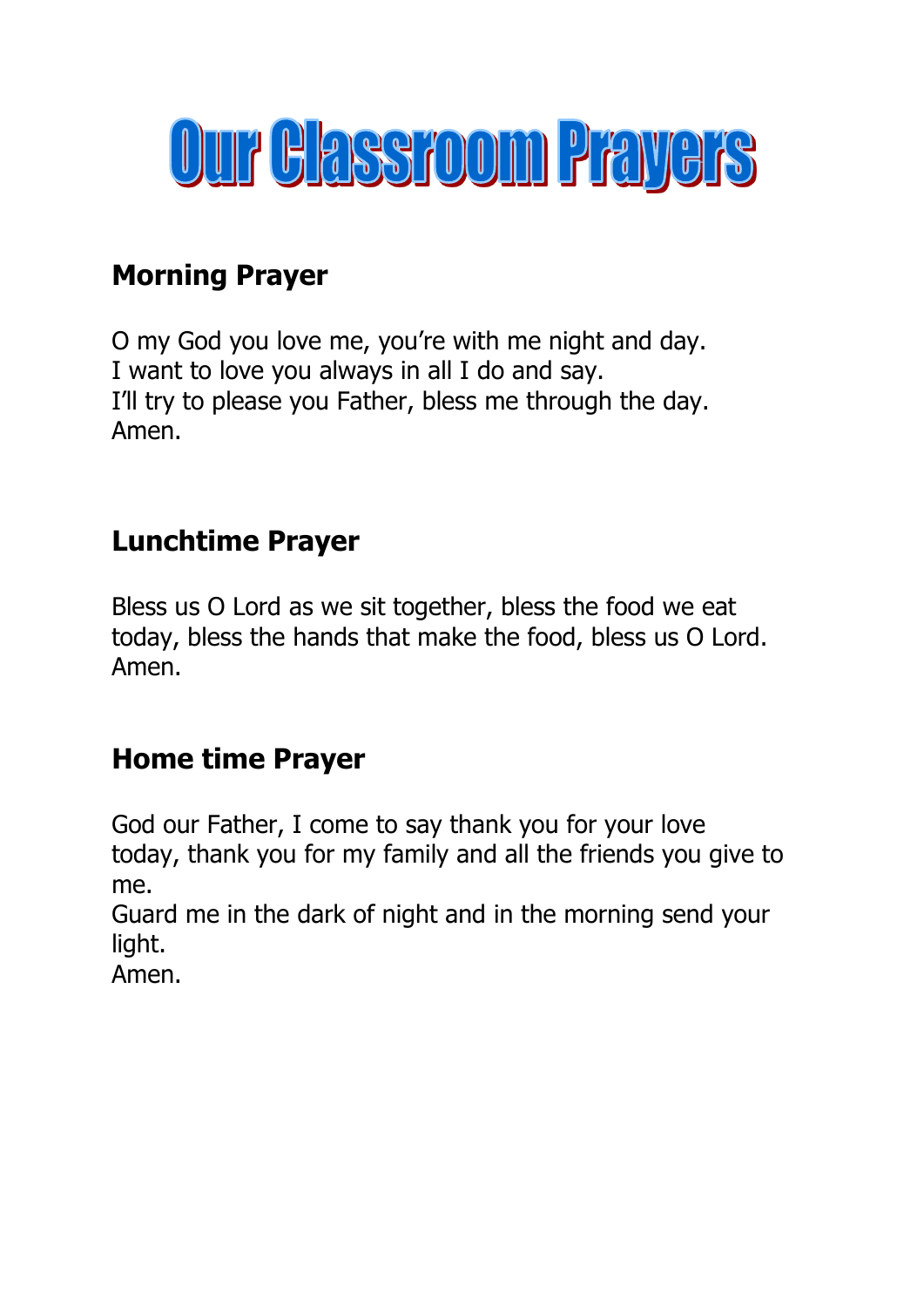# Our Classroom Prayers

## Morning Prayer

O my God you love me, you're with me night and day.
I want to love you always in all I do and say.
I'll try to please you Father, bless me through the day.
Amen.

## Lunchtime Prayer

Bless us O Lord as we sit together, bless the food we eat today, bless the hands that make the food, bless us O Lord.
Amen.

## Home time Prayer

God our Father, I come to say thank you for your love today, thank you for my family and all the friends you give to me.
Guard me in the dark of night and in the morning send your light.
Amen.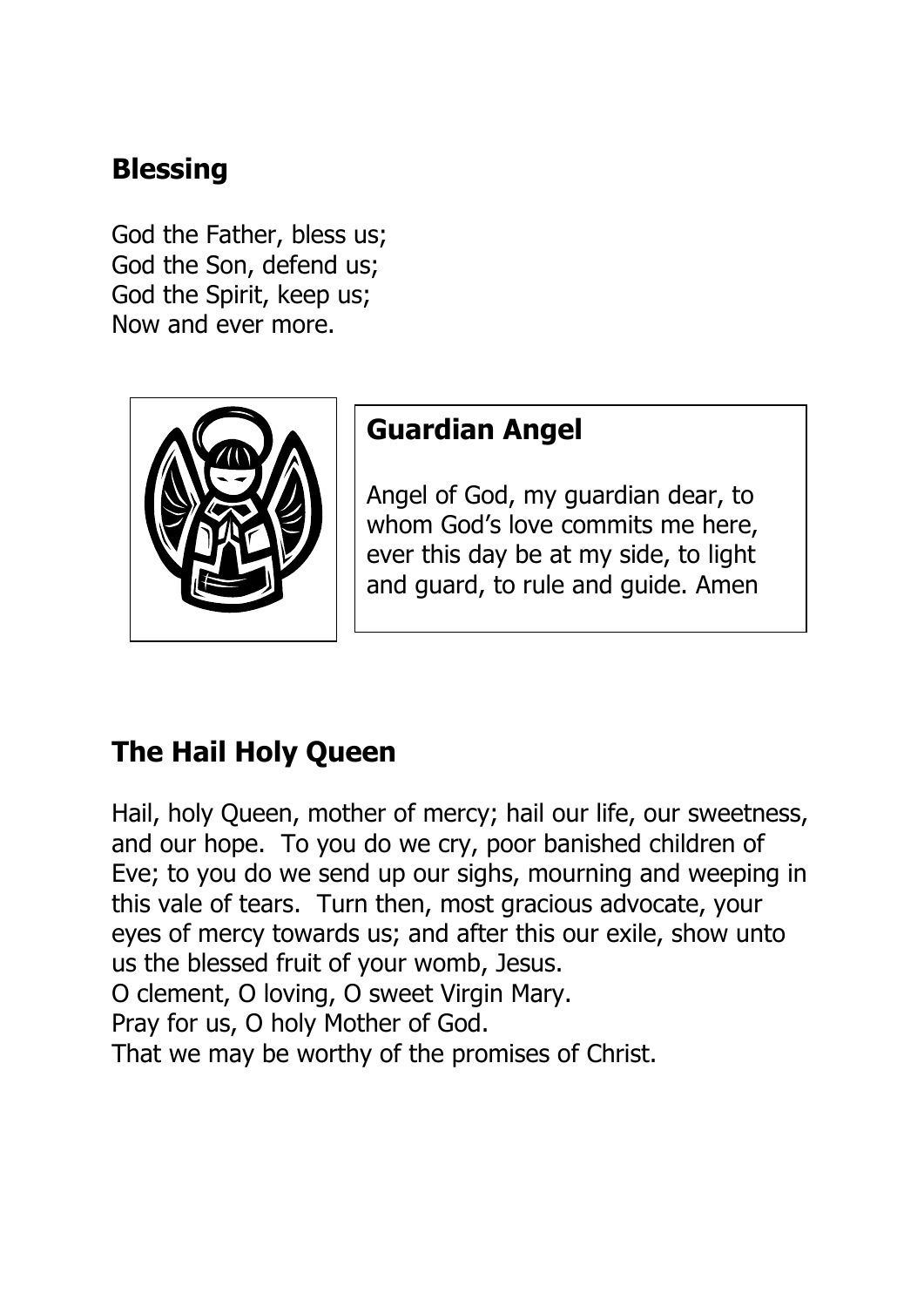## Blessing

God the Father, bless us;
God the Son, defend us;
God the Spirit, keep us;
Now and ever more.

## Guardian Angel

Angel of God, my guardian dear, to whom God's love commits me here, ever this day be at my side, to light and guard, to rule and guide. Amen

## The Hail Holy Queen

Hail, holy Queen, mother of mercy; hail our life, our sweetness, and our hope. To you do we cry, poor banished children of Eve; to you do we send up our sighs, mourning and weeping in this vale of tears. Turn then, most gracious advocate, your eyes of mercy towards us; and after this our exile, show unto us the blessed fruit of your womb, Jesus.
O clement, O loving, O sweet Virgin Mary.
Pray for us, O holy Mother of God.
That we may be worthy of the promises of Christ.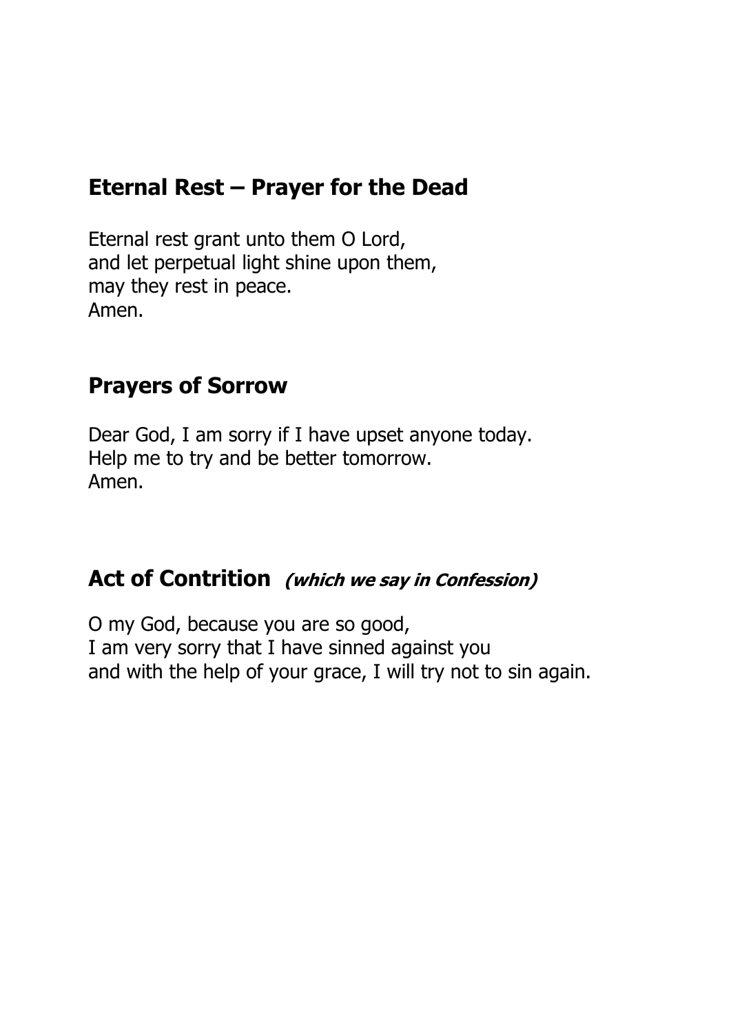## Eternal Rest – Prayer for the Dead

Eternal rest grant unto them O Lord,
and let perpetual light shine upon them,
may they rest in peace.
Amen.

## Prayers of Sorrow

Dear God, I am sorry if I have upset anyone today.
Help me to try and be better tomorrow.
Amen.

## Act of Contrition *(which we say in Confession)*

O my God, because you are so good,
I am very sorry that I have sinned against you
and with the help of your grace, I will try not to sin again.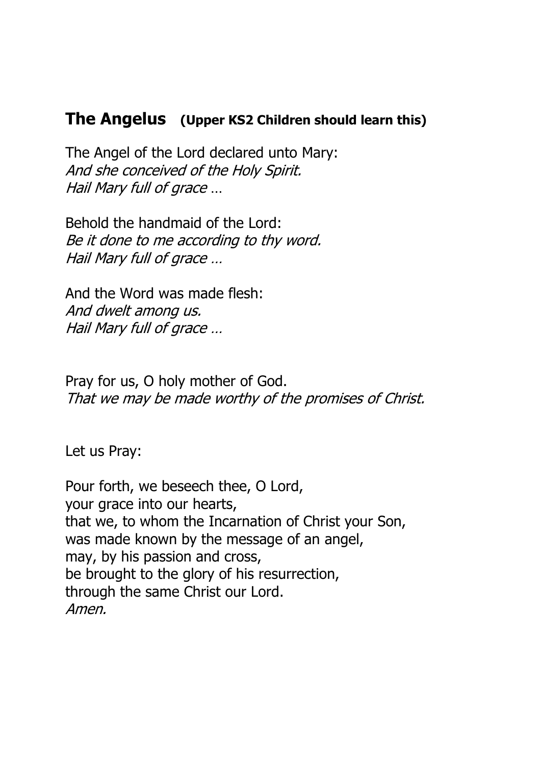## The Angelus **(Upper KS2 Children should learn this)**

The Angel of the Lord declared unto Mary:
*And she conceived of the Holy Spirit.*
*Hail Mary full of grace* …

Behold the handmaid of the Lord:
*Be it done to me according to thy word.*
*Hail Mary full of grace …*

And the Word was made flesh:
*And dwelt among us.*
*Hail Mary full of grace …*

Pray for us, O holy mother of God.
*That we may be made worthy of the promises of Christ.*

Let us Pray:

Pour forth, we beseech thee, O Lord,
your grace into our hearts,
that we, to whom the Incarnation of Christ your Son,
was made known by the message of an angel,
may, by his passion and cross,
be brought to the glory of his resurrection,
through the same Christ our Lord.
*Amen.*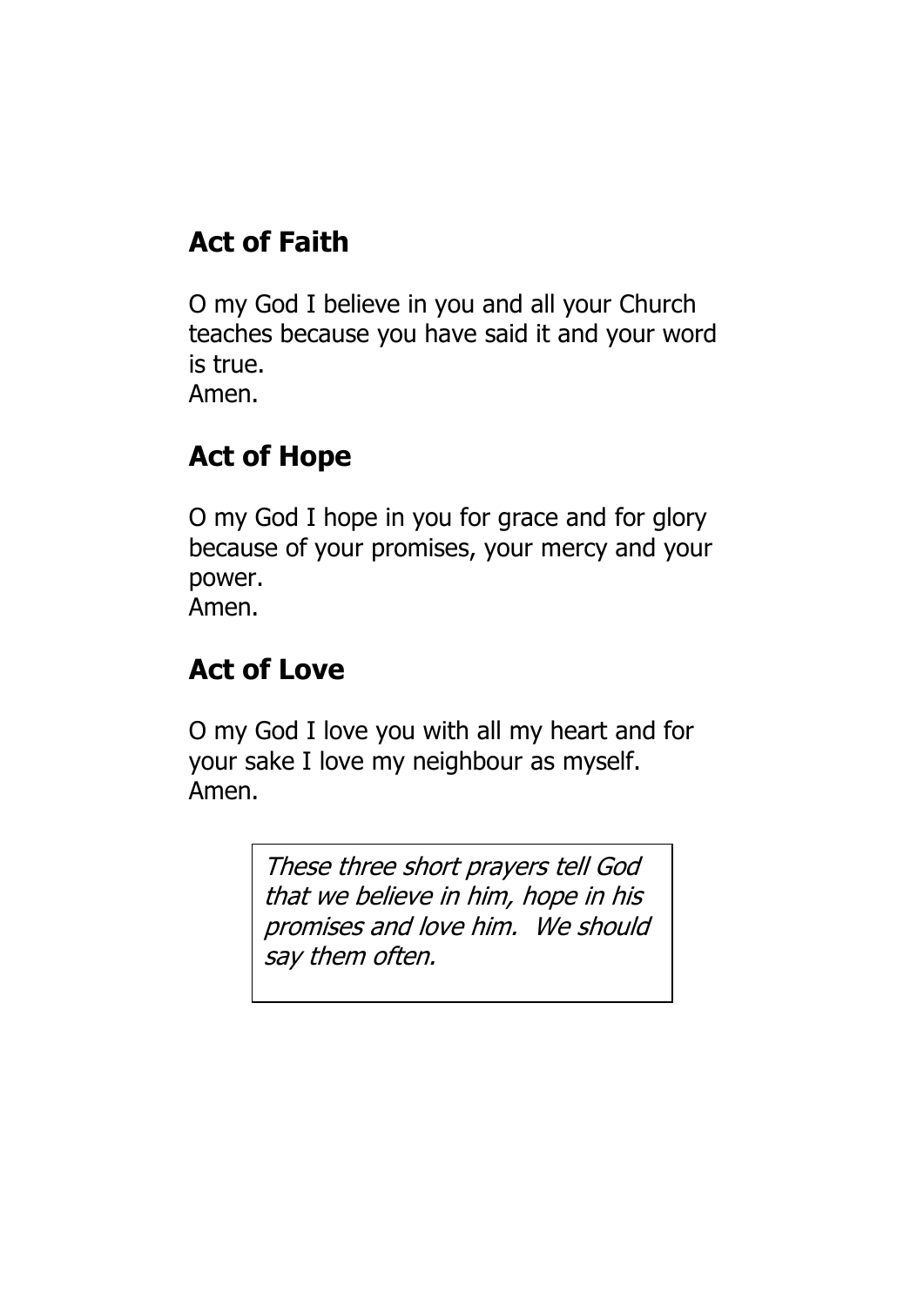## Act of Faith

O my God I believe in you and all your Church teaches because you have said it and your word is true.
Amen.

## Act of Hope

O my God I hope in you for grace and for glory because of your promises, your mercy and your power.
Amen.

## Act of Love

O my God I love you with all my heart and for your sake I love my neighbour as myself.
Amen.

*These three short prayers tell God that we believe in him, hope in his promises and love him. We should say them often.*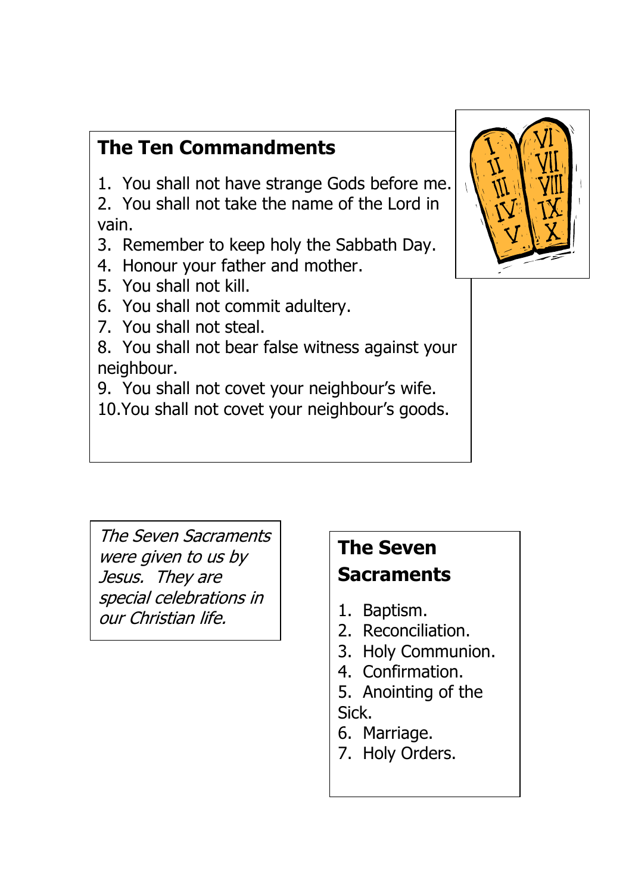## The Ten Commandments

1. You shall not have strange Gods before me.
2. You shall not take the name of the Lord in vain.
3. Remember to keep holy the Sabbath Day.
4. Honour your father and mother.
5. You shall not kill.
6. You shall not commit adultery.
7. You shall not steal.
8. You shall not bear false witness against your neighbour.
9. You shall not covet your neighbour's wife.
10. You shall not covet your neighbour's goods.

*The Seven Sacraments were given to us by Jesus. They are special celebrations in our Christian life.*

## The Seven Sacraments

1. Baptism.
2. Reconciliation.
3. Holy Communion.
4. Confirmation.
5. Anointing of the Sick.
6. Marriage.
7. Holy Orders.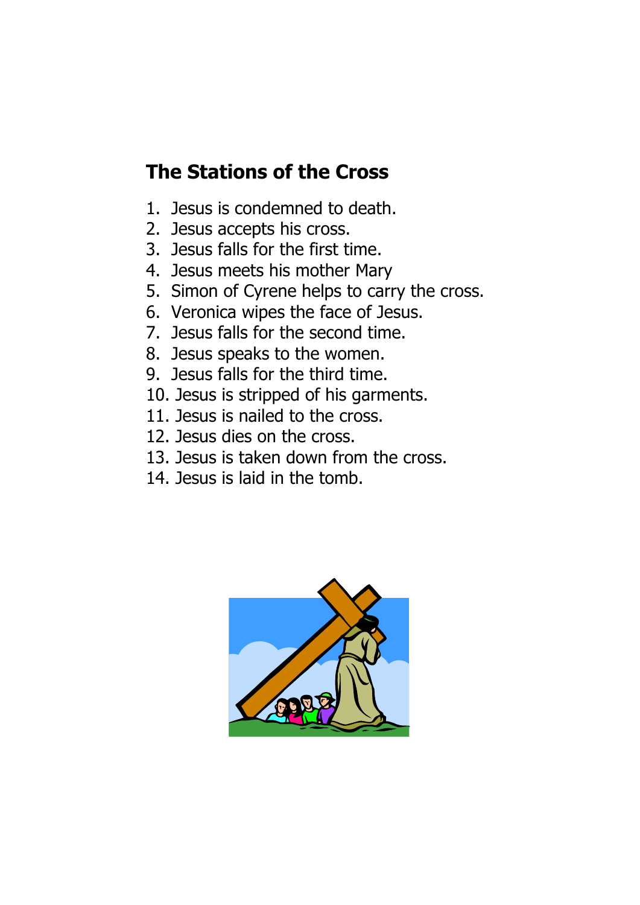## The Stations of the Cross

1. Jesus is condemned to death.
2. Jesus accepts his cross.
3. Jesus falls for the first time.
4. Jesus meets his mother Mary
5. Simon of Cyrene helps to carry the cross.
6. Veronica wipes the face of Jesus.
7. Jesus falls for the second time.
8. Jesus speaks to the women.
9. Jesus falls for the third time.
10. Jesus is stripped of his garments.
11. Jesus is nailed to the cross.
12. Jesus dies on the cross.
13. Jesus is taken down from the cross.
14. Jesus is laid in the tomb.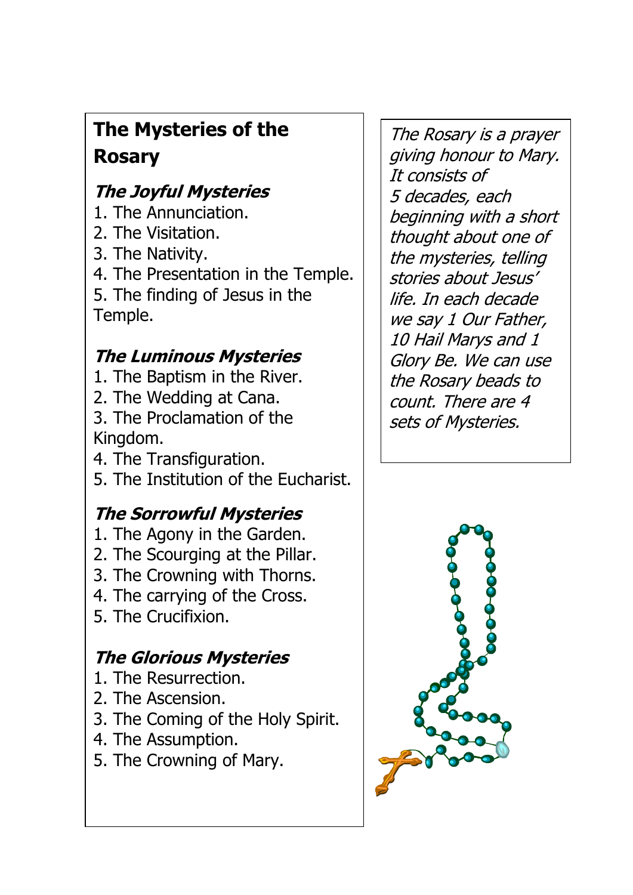## The Mysteries of the Rosary

### *The Joyful Mysteries*

1. The Annunciation.
2. The Visitation.
3. The Nativity.
4. The Presentation in the Temple.
5. The finding of Jesus in the Temple.

### *The Luminous Mysteries*

1. The Baptism in the River.
2. The Wedding at Cana.
3. The Proclamation of the Kingdom.
4. The Transfiguration.
5. The Institution of the Eucharist.

### *The Sorrowful Mysteries*

1. The Agony in the Garden.
2. The Scourging at the Pillar.
3. The Crowning with Thorns.
4. The carrying of the Cross.
5. The Crucifixion.

### *The Glorious Mysteries*

1. The Resurrection.
2. The Ascension.
3. The Coming of the Holy Spirit.
4. The Assumption.
5. The Crowning of Mary.

*The Rosary is a prayer giving honour to Mary. It consists of 5 decades, each beginning with a short thought about one of the mysteries, telling stories about Jesus' life. In each decade we say 1 Our Father, 10 Hail Marys and 1 Glory Be. We can use the Rosary beads to count. There are 4 sets of Mysteries.*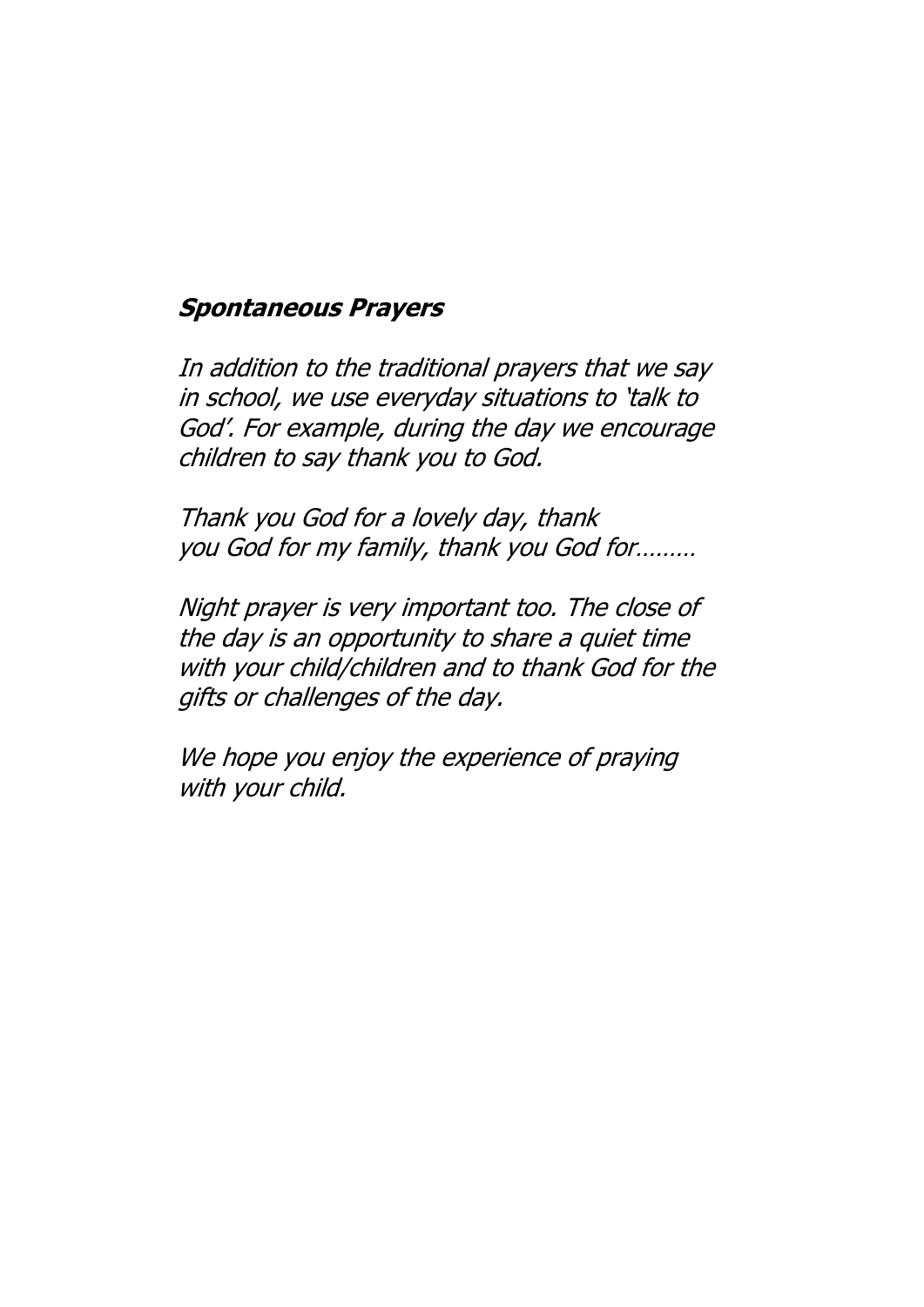## *Spontaneous Prayers*

*In addition to the traditional prayers that we say in school, we use everyday situations to 'talk to God'. For example, during the day we encourage children to say thank you to God.*

*Thank you God for a lovely day, thank you God for my family, thank you God for………*

*Night prayer is very important too. The close of the day is an opportunity to share a quiet time with your child/children and to thank God for the gifts or challenges of the day.*

*We hope you enjoy the experience of praying with your child.*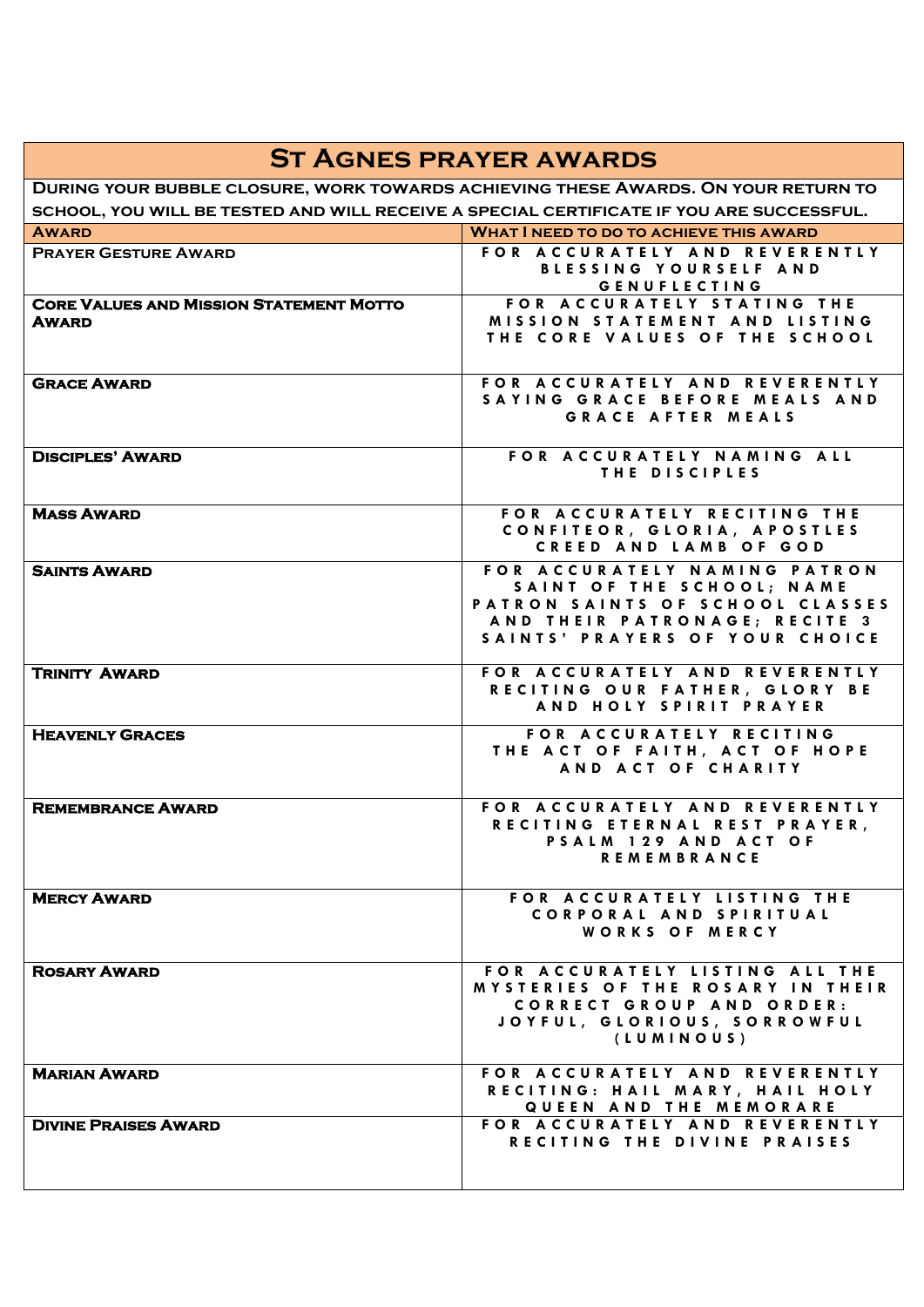# St Agnes prayer awards

**During your bubble closure, work towards achieving these Awards. On your return to school, you will be tested and will receive a special certificate if you are successful.**

| Award | What I need to do to achieve this award |
| --- | --- |
| Prayer Gesture Award | For accurately and reverently blessing yourself and genuflecting |
| Core Values and Mission Statement Motto Award | For accurately stating the mission statement and listing the core values of the school |
| Grace Award | For accurately and reverently saying grace before meals and grace after meals |
| Disciples' Award | For accurately naming all the disciples |
| Mass Award | For accurately reciting the Confiteor, Gloria, Apostles Creed and Lamb of God |
| Saints Award | For accurately naming patron saint of the school; name patron saints of school classes and their patronage; recite 3 saints' prayers of your choice |
| Trinity Award | For accurately and reverently reciting Our Father, Glory Be and Holy Spirit Prayer |
| Heavenly Graces | For accurately reciting the Act of Faith, Act of Hope and Act of Charity |
| Remembrance Award | For accurately and reverently reciting Eternal Rest prayer, Psalm 129 and Act of Remembrance |
| Mercy Award | For accurately listing the corporal and spiritual works of mercy |
| Rosary Award | For accurately listing all the mysteries of the rosary in their correct group and order: Joyful, Glorious, Sorrowful (Luminous) |
| Marian Award | For accurately and reverently reciting: Hail Mary, Hail Holy Queen and the Memorare |
| Divine Praises Award | For accurately and reverently reciting the Divine Praises |